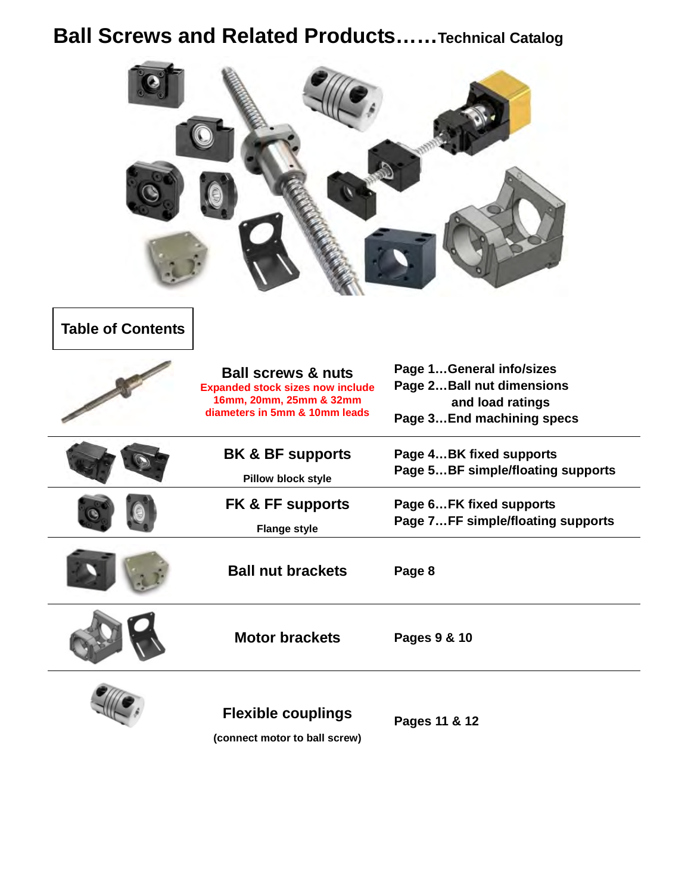# Ball Screws and Related Products……Technical Catalog

## Table of Contents

| | | |
|---|---|---|
| | **Ball screws & nuts**<br>Expanded stock sizes now include 16mm, 20mm, 25mm & 32mm diameters in 5mm & 10mm leads | Page 1…General info/sizes<br>Page 2…Ball nut dimensions and load ratings<br>Page 3…End machining specs |
| | **BK & BF supports**<br>Pillow block style | Page 4…BK fixed supports<br>Page 5…BF simple/floating supports |
| | **FK & FF supports**<br>Flange style | Page 6…FK fixed supports<br>Page 7…FF simple/floating supports |
| | **Ball nut brackets** | Page 8 |
| | **Motor brackets** | Pages 9 & 10 |
| | **Flexible couplings**<br>(connect motor to ball screw) | Pages 11 & 12 |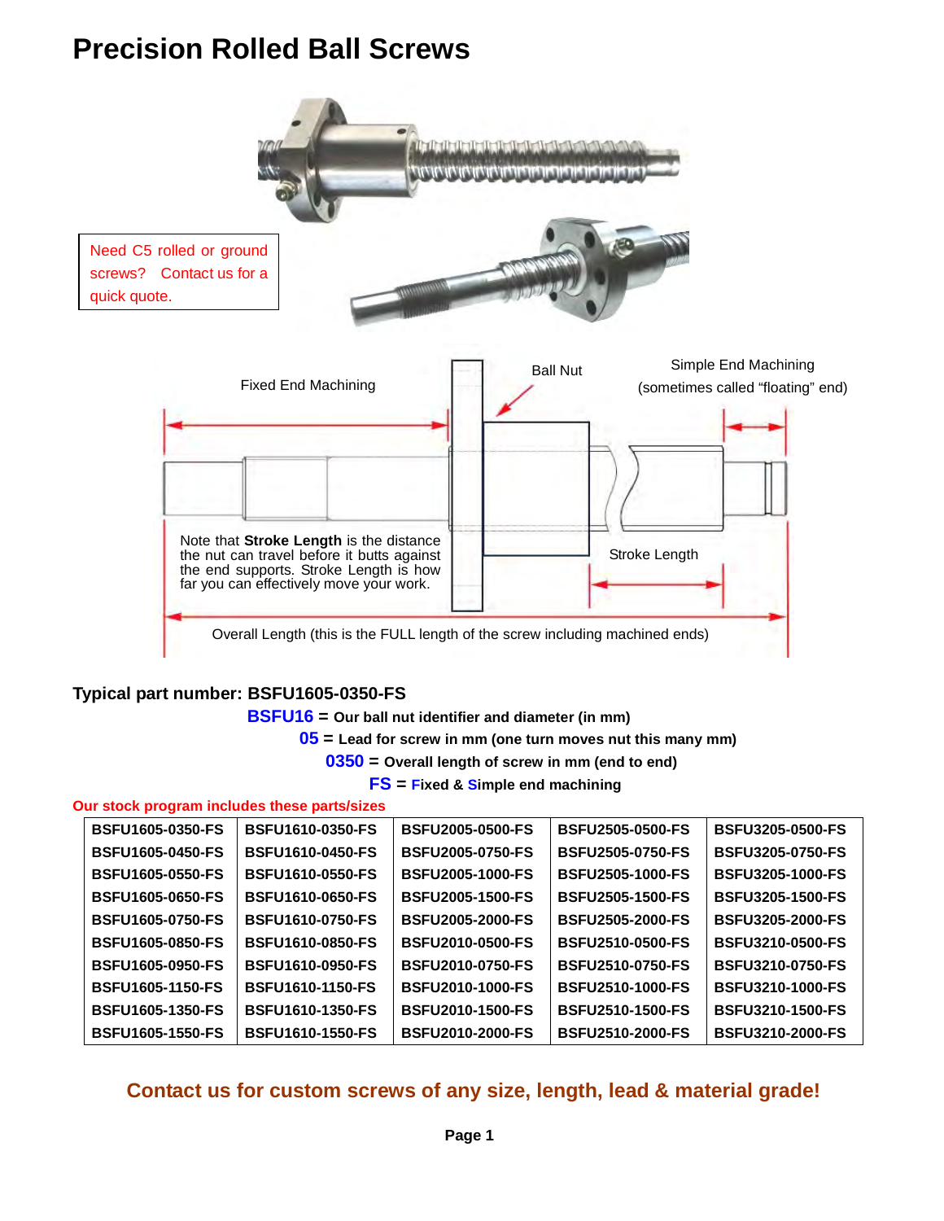# Precision Rolled Ball Screws

Need C5 rolled or ground screws? Contact us for a quick quote.

Fixed End Machining

Ball Nut

Simple End Machining (sometimes called "floating" end)

Note that **Stroke Length** is the distance the nut can travel before it butts against the end supports. Stroke Length is how far you can effectively move your work.

Stroke Length

Overall Length (this is the FULL length of the screw including machined ends)

**Typical part number: BSFU1605-0350-FS**

**BSFU16 = Our ball nut identifier and diameter (in mm)**

**05 = Lead for screw in mm (one turn moves nut this many mm)**

**0350 = Overall length of screw in mm (end to end)**

**FS = Fixed & Simple end machining**

**Our stock program includes these parts/sizes**

| | | | | |
|---|---|---|---|---|
| BSFU1605-0350-FS | BSFU1610-0350-FS | BSFU2005-0500-FS | BSFU2505-0500-FS | BSFU3205-0500-FS |
| BSFU1605-0450-FS | BSFU1610-0450-FS | BSFU2005-0750-FS | BSFU2505-0750-FS | BSFU3205-0750-FS |
| BSFU1605-0550-FS | BSFU1610-0550-FS | BSFU2005-1000-FS | BSFU2505-1000-FS | BSFU3205-1000-FS |
| BSFU1605-0650-FS | BSFU1610-0650-FS | BSFU2005-1500-FS | BSFU2505-1500-FS | BSFU3205-1500-FS |
| BSFU1605-0750-FS | BSFU1610-0750-FS | BSFU2005-2000-FS | BSFU2505-2000-FS | BSFU3205-2000-FS |
| BSFU1605-0850-FS | BSFU1610-0850-FS | BSFU2010-0500-FS | BSFU2510-0500-FS | BSFU3210-0500-FS |
| BSFU1605-0950-FS | BSFU1610-0950-FS | BSFU2010-0750-FS | BSFU2510-0750-FS | BSFU3210-0750-FS |
| BSFU1605-1150-FS | BSFU1610-1150-FS | BSFU2010-1000-FS | BSFU2510-1000-FS | BSFU3210-1000-FS |
| BSFU1605-1350-FS | BSFU1610-1350-FS | BSFU2010-1500-FS | BSFU2510-1500-FS | BSFU3210-1500-FS |
| BSFU1605-1550-FS | BSFU1610-1550-FS | BSFU2010-2000-FS | BSFU2510-2000-FS | BSFU3210-2000-FS |

**Contact us for custom screws of any size, length, lead & material grade!**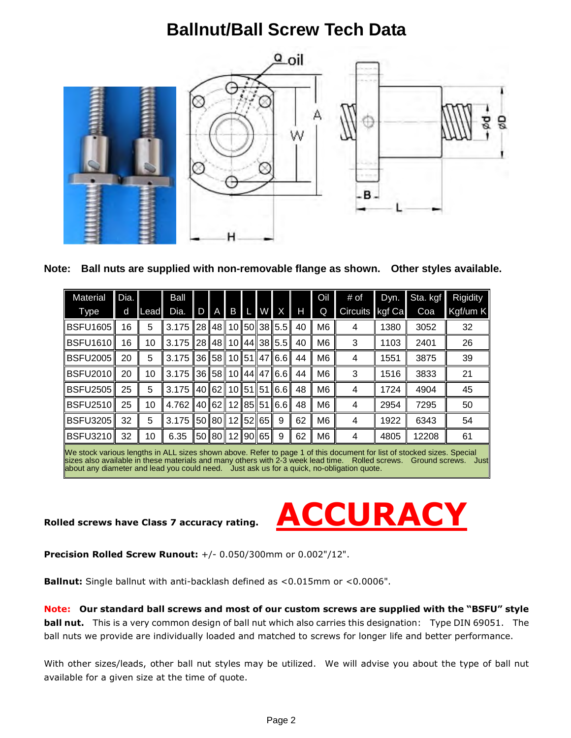# Ballnut/Ball Screw Tech Data

**Note: Ball nuts are supplied with non-removable flange as shown. Other styles available.**

| Material Type | Dia. d | Lead | Ball Dia. | D | A | B | L | W | X | H | Oil Q | # of Circuits | Dyn. kgf Ca | Sta. kgf Coa | Rigidity Kgf/um K |
|---|---|---|---|---|---|---|---|---|---|---|---|---|---|---|---|
| BSFU1605 | 16 | 5 | 3.175 | 28 | 48 | 10 | 50 | 38 | 5.5 | 40 | M6 | 4 | 1380 | 3052 | 32 |
| BSFU1610 | 16 | 10 | 3.175 | 28 | 48 | 10 | 44 | 38 | 5.5 | 40 | M6 | 3 | 1103 | 2401 | 26 |
| BSFU2005 | 20 | 5 | 3.175 | 36 | 58 | 10 | 51 | 47 | 6.6 | 44 | M6 | 4 | 1551 | 3875 | 39 |
| BSFU2010 | 20 | 10 | 3.175 | 36 | 58 | 10 | 44 | 47 | 6.6 | 44 | M6 | 3 | 1516 | 3833 | 21 |
| BSFU2505 | 25 | 5 | 3.175 | 40 | 62 | 10 | 51 | 51 | 6.6 | 48 | M6 | 4 | 1724 | 4904 | 45 |
| BSFU2510 | 25 | 10 | 4.762 | 40 | 62 | 12 | 85 | 51 | 6.6 | 48 | M6 | 4 | 2954 | 7295 | 50 |
| BSFU3205 | 32 | 5 | 3.175 | 50 | 80 | 12 | 52 | 65 | 9 | 62 | M6 | 4 | 1922 | 6343 | 54 |
| BSFU3210 | 32 | 10 | 6.35 | 50 | 80 | 12 | 90 | 65 | 9 | 62 | M6 | 4 | 4805 | 12208 | 61 |

We stock various lengths in ALL sizes shown above. Refer to page 1 of this document for list of stocked sizes. Special sizes also available in these materials and many others with 2-3 week lead time. Rolled screws. Ground screws. Just about any diameter and lead you could need. Just ask us for a quick, no-obligation quote.

**Rolled screws have Class 7 accuracy rating.**

# ACCURACY

**Precision Rolled Screw Runout:** +/- 0.050/300mm or 0.002"/12".

**Ballnut:** Single ballnut with anti-backlash defined as <0.015mm or <0.0006".

**Note: Our standard ball screws and most of our custom screws are supplied with the "BSFU" style ball nut.** This is a very common design of ball nut which also carries this designation: Type DIN 69051. The ball nuts we provide are individually loaded and matched to screws for longer life and better performance.

With other sizes/leads, other ball nut styles may be utilized. We will advise you about the type of ball nut available for a given size at the time of quote.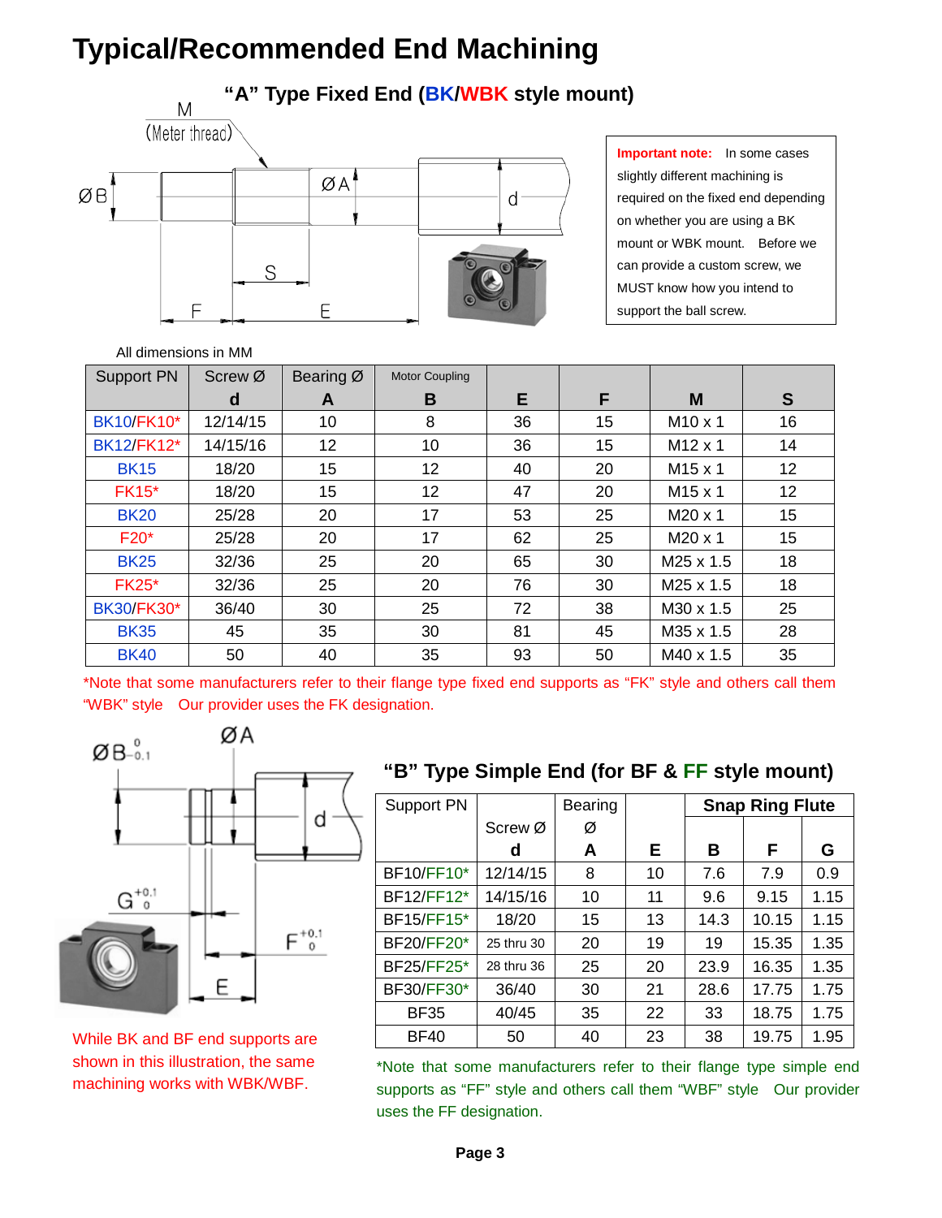# Typical/Recommended End Machining

## "A" Type Fixed End (BK/WBK style mount)

**Important note:** In some cases slightly different machining is required on the fixed end depending on whether you are using a BK mount or WBK mount. Before we can provide a custom screw, we MUST know how you intend to support the ball screw.

All dimensions in MM

| Support PN | Screw Ø d | Bearing Ø A | Motor Coupling B | E | F | M | S |
|---|---|---|---|---|---|---|---|
| BK10/FK10* | 12/14/15 | 10 | 8 | 36 | 15 | M10 x 1 | 16 |
| BK12/FK12* | 14/15/16 | 12 | 10 | 36 | 15 | M12 x 1 | 14 |
| BK15 | 18/20 | 15 | 12 | 40 | 20 | M15 x 1 | 12 |
| FK15* | 18/20 | 15 | 12 | 47 | 20 | M15 x 1 | 12 |
| BK20 | 25/28 | 20 | 17 | 53 | 25 | M20 x 1 | 15 |
| F20* | 25/28 | 20 | 17 | 62 | 25 | M20 x 1 | 15 |
| BK25 | 32/36 | 25 | 20 | 65 | 30 | M25 x 1.5 | 18 |
| FK25* | 32/36 | 25 | 20 | 76 | 30 | M25 x 1.5 | 18 |
| BK30/FK30* | 36/40 | 30 | 25 | 72 | 38 | M30 x 1.5 | 25 |
| BK35 | 45 | 35 | 30 | 81 | 45 | M35 x 1.5 | 28 |
| BK40 | 50 | 40 | 35 | 93 | 50 | M40 x 1.5 | 35 |

*Note that some manufacturers refer to their flange type fixed end supports as "FK" style and others call them "WBK" style Our provider uses the FK designation.

## "B" Type Simple End (for BF & FF style mount)

| Support PN | Screw Ø d | Bearing Ø A | E | Snap Ring Flute B | F | G |
|---|---|---|---|---|---|---|
| BF10/FF10* | 12/14/15 | 8 | 10 | 7.6 | 7.9 | 0.9 |
| BF12/FF12* | 14/15/16 | 10 | 11 | 9.6 | 9.15 | 1.15 |
| BF15/FF15* | 18/20 | 15 | 13 | 14.3 | 10.15 | 1.15 |
| BF20/FF20* | 25 thru 30 | 20 | 19 | 19 | 15.35 | 1.35 |
| BF25/FF25* | 28 thru 36 | 25 | 20 | 23.9 | 16.35 | 1.35 |
| BF30/FF30* | 36/40 | 30 | 21 | 28.6 | 17.75 | 1.75 |
| BF35 | 40/45 | 35 | 22 | 33 | 18.75 | 1.75 |
| BF40 | 50 | 40 | 23 | 38 | 19.75 | 1.95 |

While BK and BF end supports are shown in this illustration, the same machining works with WBK/WBF.

*Note that some manufacturers refer to their flange type simple end supports as "FF" style and others call them "WBF" style Our provider uses the FF designation.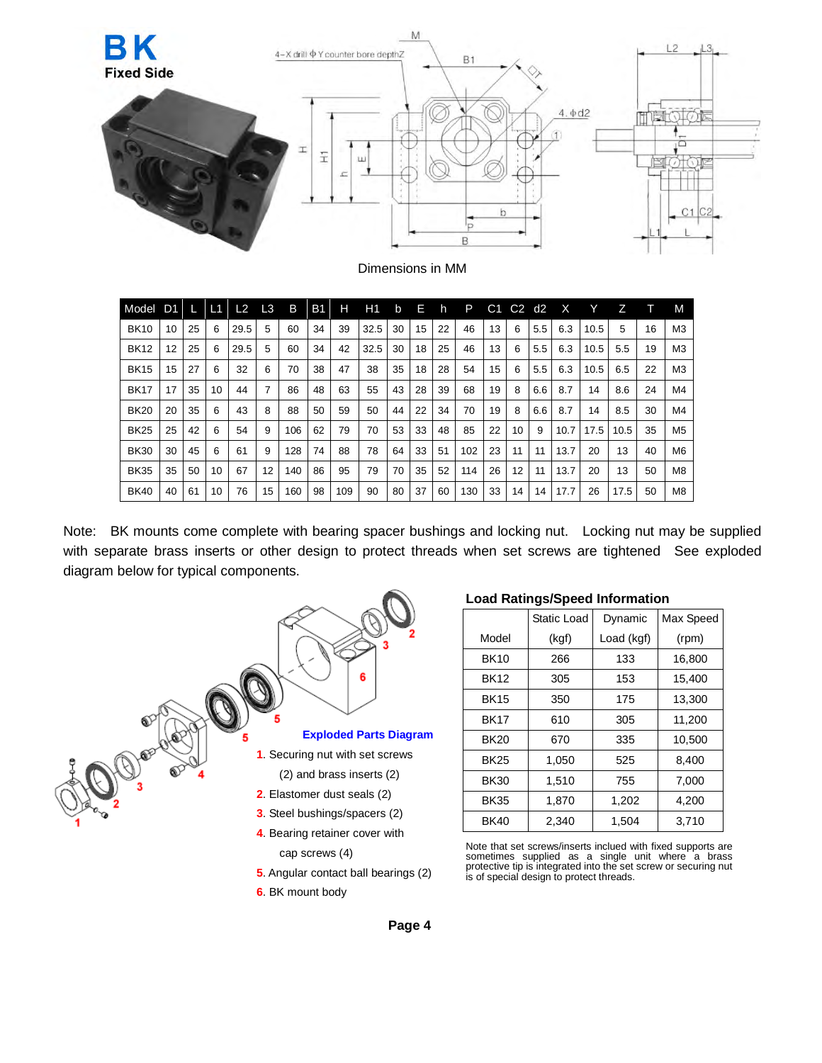# BK
**Fixed Side**

Dimensions in MM

| Model | D1 | L | L1 | L2 | L3 | B | B1 | H | H1 | b | E | h | P | C1 | C2 | d2 | X | Y | Z | T | M |
|---|---|---|---|---|---|---|---|---|---|---|---|---|---|---|---|---|---|---|---|---|---|
| BK10 | 10 | 25 | 6 | 29.5 | 5 | 60 | 34 | 39 | 32.5 | 30 | 15 | 22 | 46 | 13 | 6 | 5.5 | 6.3 | 10.5 | 5 | 16 | M3 |
| BK12 | 12 | 25 | 6 | 29.5 | 5 | 60 | 34 | 42 | 32.5 | 30 | 18 | 25 | 46 | 13 | 6 | 5.5 | 6.3 | 10.5 | 5.5 | 19 | M3 |
| BK15 | 15 | 27 | 6 | 32 | 6 | 70 | 38 | 47 | 38 | 35 | 18 | 28 | 54 | 15 | 6 | 5.5 | 6.3 | 10.5 | 6.5 | 22 | M3 |
| BK17 | 17 | 35 | 10 | 44 | 7 | 86 | 48 | 63 | 55 | 43 | 28 | 39 | 68 | 19 | 8 | 6.6 | 8.7 | 14 | 8.6 | 24 | M4 |
| BK20 | 20 | 35 | 6 | 43 | 8 | 88 | 50 | 59 | 50 | 44 | 22 | 34 | 70 | 19 | 8 | 6.6 | 8.7 | 14 | 8.5 | 30 | M4 |
| BK25 | 25 | 42 | 6 | 54 | 9 | 106 | 62 | 79 | 70 | 53 | 33 | 48 | 85 | 22 | 10 | 9 | 10.7 | 17.5 | 10.5 | 35 | M5 |
| BK30 | 30 | 45 | 6 | 61 | 9 | 128 | 74 | 88 | 78 | 64 | 33 | 51 | 102 | 23 | 11 | 11 | 13.7 | 20 | 13 | 40 | M6 |
| BK35 | 35 | 50 | 10 | 67 | 12 | 140 | 86 | 95 | 79 | 70 | 35 | 52 | 114 | 26 | 12 | 11 | 13.7 | 20 | 13 | 50 | M8 |
| BK40 | 40 | 61 | 10 | 76 | 15 | 160 | 98 | 109 | 90 | 80 | 37 | 60 | 130 | 33 | 14 | 14 | 17.7 | 26 | 17.5 | 50 | M8 |

Note: BK mounts come complete with bearing spacer bushings and locking nut. Locking nut may be supplied with separate brass inserts or other design to protect threads when set screws are tightened See exploded diagram below for typical components.

**Exploded Parts Diagram**

1. Securing nut with set screws (2) and brass inserts (2)
2. Elastomer dust seals (2)
3. Steel bushings/spacers (2)
4. Bearing retainer cover with cap screws (4)
5. Angular contact ball bearings (2)
6. BK mount body

**Load Ratings/Speed Information**

| Model | Static Load (kgf) | Dynamic Load (kgf) | Max Speed (rpm) |
|---|---|---|---|
| BK10 | 266 | 133 | 16,800 |
| BK12 | 305 | 153 | 15,400 |
| BK15 | 350 | 175 | 13,300 |
| BK17 | 610 | 305 | 11,200 |
| BK20 | 670 | 335 | 10,500 |
| BK25 | 1,050 | 525 | 8,400 |
| BK30 | 1,510 | 755 | 7,000 |
| BK35 | 1,870 | 1,202 | 4,200 |
| BK40 | 2,340 | 1,504 | 3,710 |

Note that set screws/inserts included with fixed supports are sometimes supplied as a single unit where a brass protective tip is integrated into the set screw or securing nut is of special design to protect threads.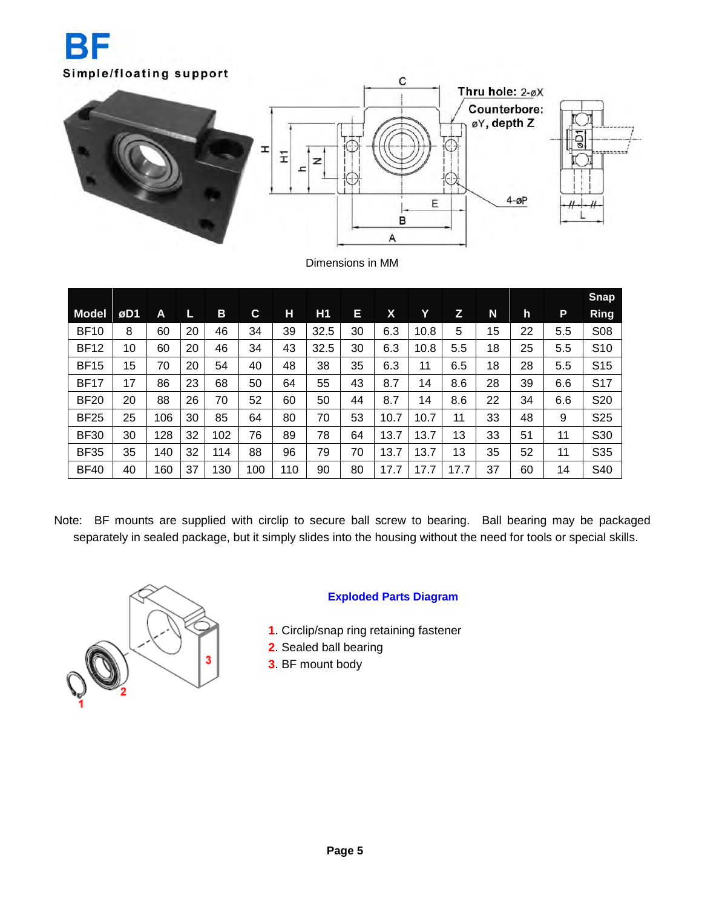# BF

**Simple/floating support**

Thru hole: 2-øX

Counterbore: øY, depth Z

4-øP

Dimensions in MM

| Model | øD1 | A | L | B | C | H | H1 | E | X | Y | Z | N | h | P | Snap Ring |
|---|---|---|---|---|---|---|---|---|---|---|---|---|---|---|---|
| BF10 | 8 | 60 | 20 | 46 | 34 | 39 | 32.5 | 30 | 6.3 | 10.8 | 5 | 15 | 22 | 5.5 | S08 |
| BF12 | 10 | 60 | 20 | 46 | 34 | 43 | 32.5 | 30 | 6.3 | 10.8 | 5.5 | 18 | 25 | 5.5 | S10 |
| BF15 | 15 | 70 | 20 | 54 | 40 | 48 | 38 | 35 | 6.3 | 11 | 6.5 | 18 | 28 | 5.5 | S15 |
| BF17 | 17 | 86 | 23 | 68 | 50 | 64 | 55 | 43 | 8.7 | 14 | 8.6 | 28 | 39 | 6.6 | S17 |
| BF20 | 20 | 88 | 26 | 70 | 52 | 60 | 50 | 44 | 8.7 | 14 | 8.6 | 22 | 34 | 6.6 | S20 |
| BF25 | 25 | 106 | 30 | 85 | 64 | 80 | 70 | 53 | 10.7 | 10.7 | 11 | 33 | 48 | 9 | S25 |
| BF30 | 30 | 128 | 32 | 102 | 76 | 89 | 78 | 64 | 13.7 | 13.7 | 13 | 33 | 51 | 11 | S30 |
| BF35 | 35 | 140 | 32 | 114 | 88 | 96 | 79 | 70 | 13.7 | 13.7 | 13 | 35 | 52 | 11 | S35 |
| BF40 | 40 | 160 | 37 | 130 | 100 | 110 | 90 | 80 | 17.7 | 17.7 | 17.7 | 37 | 60 | 14 | S40 |

Note: BF mounts are supplied with circlip to secure ball screw to bearing. Ball bearing may be packaged separately in sealed package, but it simply slides into the housing without the need for tools or special skills.

**Exploded Parts Diagram**

1. Circlip/snap ring retaining fastener
2. Sealed ball bearing
3. BF mount body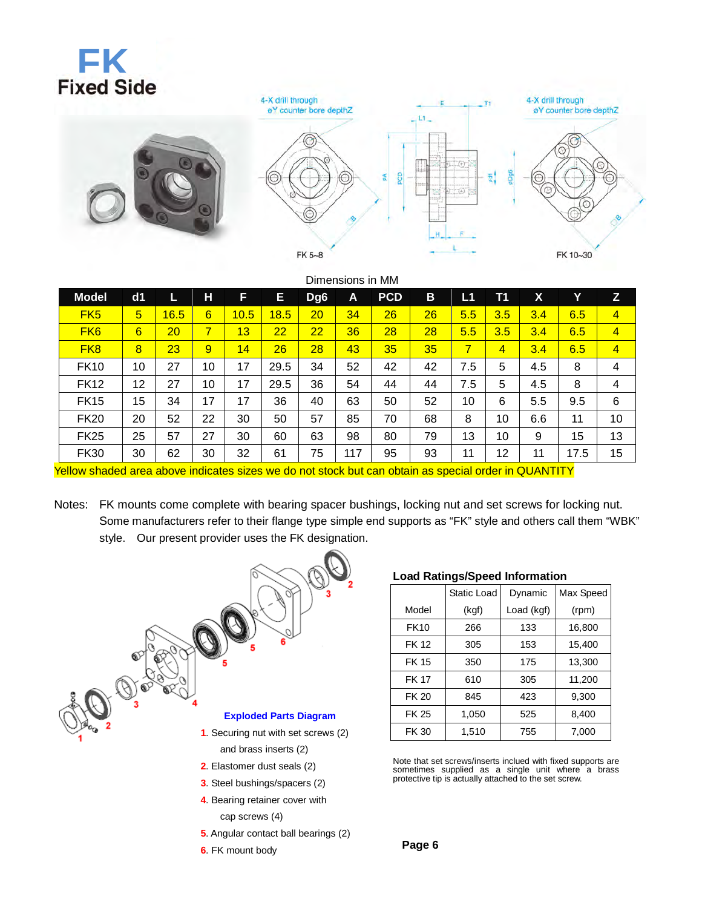# FK
## Fixed Side

Dimensions in MM

| Model | d1 | L | H | F | E | Dg6 | A | PCD | B | L1 | T1 | X | Y | Z |
|---|---|---|---|---|---|---|---|---|---|---|---|---|---|---|
| FK5 | 5 | 16.5 | 6 | 10.5 | 18.5 | 20 | 34 | 26 | 26 | 5.5 | 3.5 | 3.4 | 6.5 | 4 |
| FK6 | 6 | 20 | 7 | 13 | 22 | 22 | 36 | 28 | 28 | 5.5 | 3.5 | 3.4 | 6.5 | 4 |
| FK8 | 8 | 23 | 9 | 14 | 26 | 28 | 43 | 35 | 35 | 7 | 4 | 3.4 | 6.5 | 4 |
| FK10 | 10 | 27 | 10 | 17 | 29.5 | 34 | 52 | 42 | 42 | 7.5 | 5 | 4.5 | 8 | 4 |
| FK12 | 12 | 27 | 10 | 17 | 29.5 | 36 | 54 | 44 | 44 | 7.5 | 5 | 4.5 | 8 | 4 |
| FK15 | 15 | 34 | 17 | 17 | 36 | 40 | 63 | 50 | 52 | 10 | 6 | 5.5 | 9.5 | 6 |
| FK20 | 20 | 52 | 22 | 30 | 50 | 57 | 85 | 70 | 68 | 8 | 10 | 6.6 | 11 | 10 |
| FK25 | 25 | 57 | 27 | 30 | 60 | 63 | 98 | 80 | 79 | 13 | 10 | 9 | 15 | 13 |
| FK30 | 30 | 62 | 30 | 32 | 61 | 75 | 117 | 95 | 93 | 11 | 12 | 11 | 17.5 | 15 |

Yellow shaded area above indicates sizes we do not stock but can obtain as special order in QUANTITY

Notes: FK mounts come complete with bearing spacer bushings, locking nut and set screws for locking nut. Some manufacturers refer to their flange type simple end supports as "FK" style and others call them "WBK" style. Our present provider uses the FK designation.

**Exploded Parts Diagram**

1. Securing nut with set screws (2) and brass inserts (2)
2. Elastomer dust seals (2)
3. Steel bushings/spacers (2)
4. Bearing retainer cover with cap screws (4)
5. Angular contact ball bearings (2)
6. FK mount body

**Load Ratings/Speed Information**

| Model | Static Load (kgf) | Dynamic Load (kgf) | Max Speed (rpm) |
|---|---|---|---|
| FK10 | 266 | 133 | 16,800 |
| FK 12 | 305 | 153 | 15,400 |
| FK 15 | 350 | 175 | 13,300 |
| FK 17 | 610 | 305 | 11,200 |
| FK 20 | 845 | 423 | 9,300 |
| FK 25 | 1,050 | 525 | 8,400 |
| FK 30 | 1,510 | 755 | 7,000 |

Note that set screws/inserts inclued with fixed supports are sometimes supplied as a single unit where a brass protective tip is actually attached to the set screw.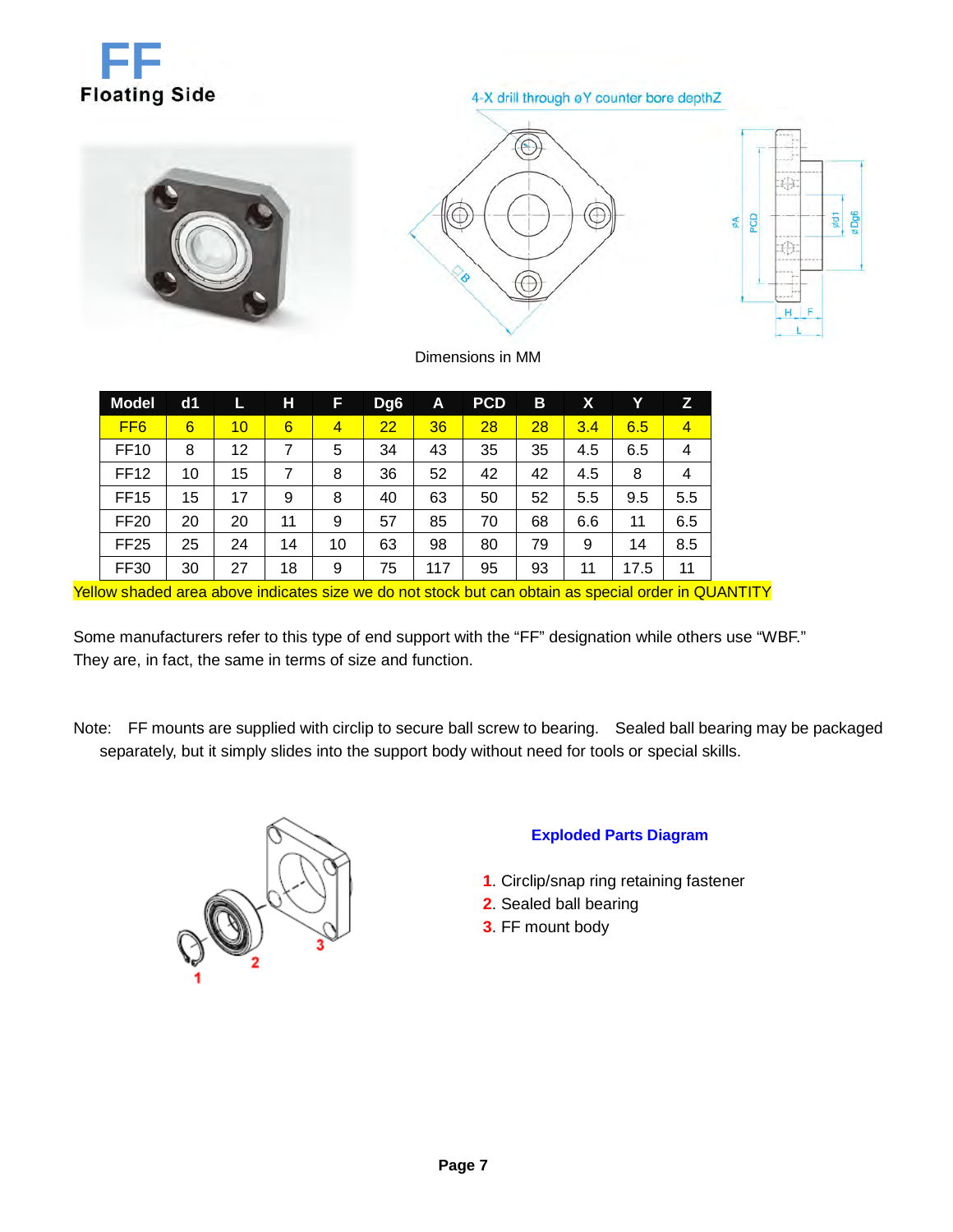# FF

**Floating Side**

4-X drill through øY counter bore depthZ

Dimensions in MM

| Model | d1 | L | H | F | Dg6 | A | PCD | B | X | Y | Z |
|---|---|---|---|---|---|---|---|---|---|---|---|
| FF6 | 6 | 10 | 6 | 4 | 22 | 36 | 28 | 28 | 3.4 | 6.5 | 4 |
| FF10 | 8 | 12 | 7 | 5 | 34 | 43 | 35 | 35 | 4.5 | 6.5 | 4 |
| FF12 | 10 | 15 | 7 | 8 | 36 | 52 | 42 | 42 | 4.5 | 8 | 4 |
| FF15 | 15 | 17 | 9 | 8 | 40 | 63 | 50 | 52 | 5.5 | 9.5 | 5.5 |
| FF20 | 20 | 20 | 11 | 9 | 57 | 85 | 70 | 68 | 6.6 | 11 | 6.5 |
| FF25 | 25 | 24 | 14 | 10 | 63 | 98 | 80 | 79 | 9 | 14 | 8.5 |
| FF30 | 30 | 27 | 18 | 9 | 75 | 117 | 95 | 93 | 11 | 17.5 | 11 |

Yellow shaded area above indicates size we do not stock but can obtain as special order in QUANTITY

Some manufacturers refer to this type of end support with the "FF" designation while others use "WBF." They are, in fact, the same in terms of size and function.

Note: FF mounts are supplied with circlip to secure ball screw to bearing. Sealed ball bearing may be packaged separately, but it simply slides into the support body without need for tools or special skills.

**Exploded Parts Diagram**

1. Circlip/snap ring retaining fastener
2. Sealed ball bearing
3. FF mount body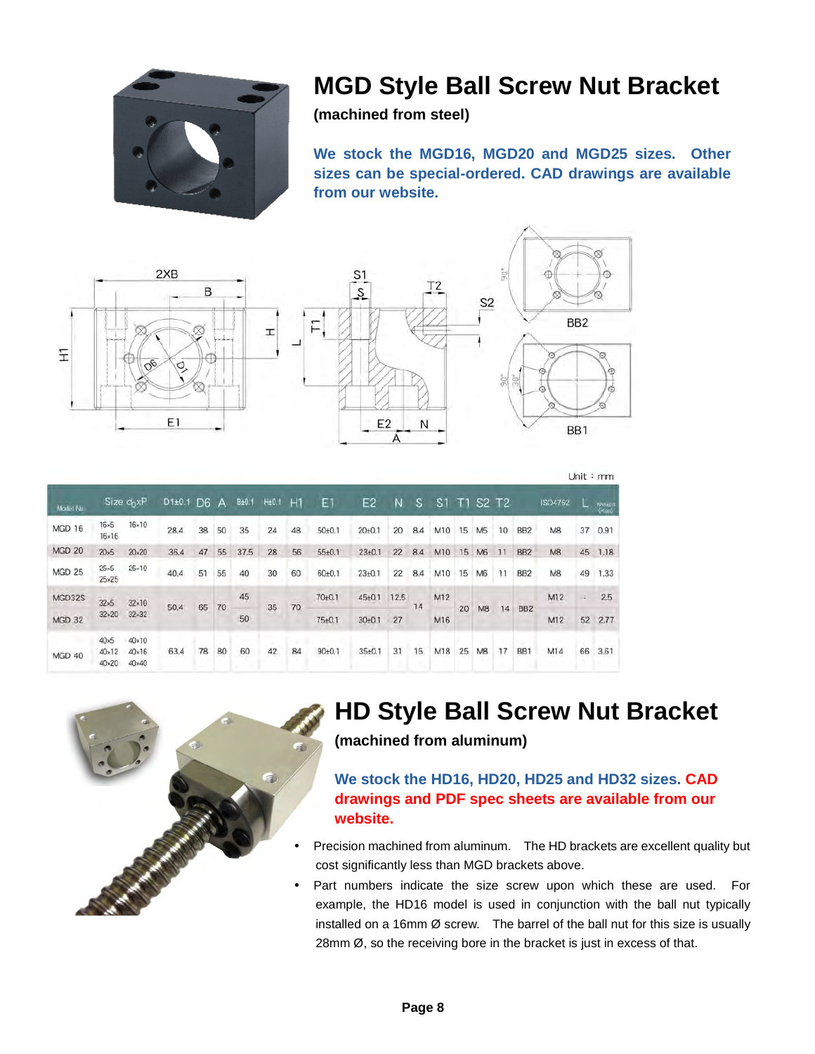# MGD Style Ball Screw Nut Bracket

**(machined from steel)**

**We stock the MGD16, MGD20 and MGD25 sizes. Other sizes can be special-ordered. CAD drawings are available from our website.**

Unit：mm

| Model No. | Size $d_0$xP | | D1±0.1 | D6 | A | B±0.1 | H±0.1 | H1 | E1 | E2 | N | S | S1 | T1 | S2 | T2 | | ISO4762 | L | Weight (Kgs) |
|---|---|---|---|---|---|---|---|---|---|---|---|---|---|---|---|---|---|---|---|---|
| MGD 16 | 16×5<br>16×16 | 16×10 | 28.4 | 38 | 50 | 35 | 24 | 48 | 50±0.1 | 20±0.1 | 20 | 8.4 | M10 | 15 | M5 | 10 | BB2 | M8 | 37 | 0.91 |
| MGD 20 | 20×5 | 20×20 | 36.4 | 47 | 55 | 37.5 | 28 | 56 | 55±0.1 | 23±0.1 | 22 | 8.4 | M10 | 15 | M6 | 11 | BB2 | M8 | 45 | 1.18 |
| MGD 25 | 25×5<br>25×25 | 25×10 | 40.4 | 51 | 55 | 40 | 30 | 60 | 60±0.1 | 23±0.1 | 22 | 8.4 | M10 | 15 | M6 | 11 | BB2 | M8 | 49 | 1.33 |
| MGD32S | 32×5<br>32×20 | 32×10<br>32×32 | 50.4 | 65 | 70 | 45 | 35 | 70 | 70±0.1 | 45±0.1 | 12.5 | 14 | M12 | 20 | M8 | 14 | BB2 | M12 | - | 2.5 |
| MGD 32 | | | | | | 50 | | | 75±0.1 | 30±0.1 | 27 | | M16 | | | | | M12 | 52 | 2.77 |
| MGD 40 | 40×5<br>40×12<br>40×20 | 40×10<br>40×16<br>40×40 | 63.4 | 78 | 80 | 60 | 42 | 84 | 90±0.1 | 35±0.1 | 31 | 15 | M18 | 25 | M8 | 17 | BB1 | M14 | 66 | 3.61 |

# HD Style Ball Screw Nut Bracket

**(machined from aluminum)**

**We stock the HD16, HD20, HD25 and HD32 sizes. CAD drawings and PDF spec sheets are available from our website.**

- Precision machined from aluminum. The HD brackets are excellent quality but cost significantly less than MGD brackets above.
- Part numbers indicate the size screw upon which these are used. For example, the HD16 model is used in conjunction with the ball nut typically installed on a 16mm Ø screw. The barrel of the ball nut for this size is usually 28mm Ø, so the receiving bore in the bracket is just in excess of that.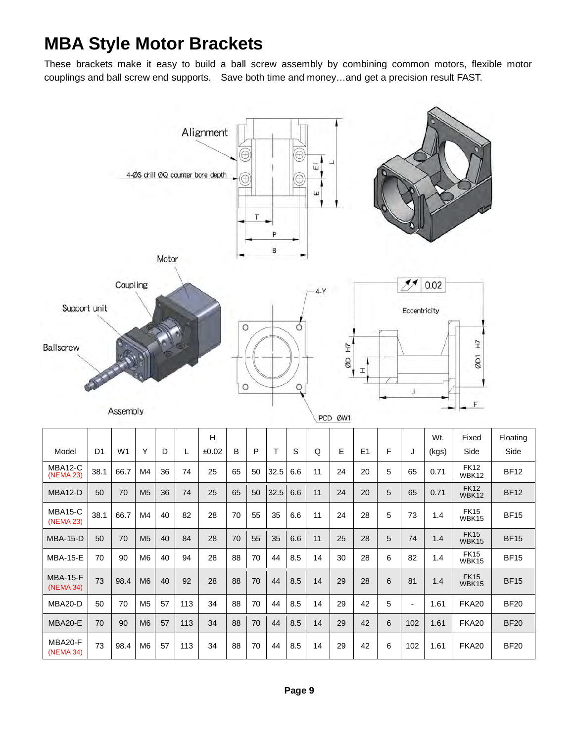# MBA Style Motor Brackets

These brackets make it easy to build a ball screw assembly by combining common motors, flexible motor couplings and ball screw end supports. Save both time and money…and get a precision result FAST.

| Model | D1 | W1 | Y | D | L | H ±0.02 | B | P | T | S | Q | E | E1 | F | J | Wt. (kgs) | Fixed Side | Floating Side |
|---|---|---|---|---|---|---|---|---|---|---|---|---|---|---|---|---|---|---|
| MBA12-C (NEMA 23) | 38.1 | 66.7 | M4 | 36 | 74 | 25 | 65 | 50 | 32.5 | 6.6 | 11 | 24 | 20 | 5 | 65 | 0.71 | FK12 WBK12 | BF12 |
| MBA12-D | 50 | 70 | M5 | 36 | 74 | 25 | 65 | 50 | 32.5 | 6.6 | 11 | 24 | 20 | 5 | 65 | 0.71 | FK12 WBK12 | BF12 |
| MBA15-C (NEMA 23) | 38.1 | 66.7 | M4 | 40 | 82 | 28 | 70 | 55 | 35 | 6.6 | 11 | 24 | 28 | 5 | 73 | 1.4 | FK15 WBK15 | BF15 |
| MBA-15-D | 50 | 70 | M5 | 40 | 84 | 28 | 70 | 55 | 35 | 6.6 | 11 | 25 | 28 | 5 | 74 | 1.4 | FK15 WBK15 | BF15 |
| MBA-15-E | 70 | 90 | M6 | 40 | 94 | 28 | 88 | 70 | 44 | 8.5 | 14 | 30 | 28 | 6 | 82 | 1.4 | FK15 WBK15 | BF15 |
| MBA-15-F (NEMA 34) | 73 | 98.4 | M6 | 40 | 92 | 28 | 88 | 70 | 44 | 8.5 | 14 | 29 | 28 | 6 | 81 | 1.4 | FK15 WBK15 | BF15 |
| MBA20-D | 50 | 70 | M5 | 57 | 113 | 34 | 88 | 70 | 44 | 8.5 | 14 | 29 | 42 | 5 | - | 1.61 | FKA20 | BF20 |
| MBA20-E | 70 | 90 | M6 | 57 | 113 | 34 | 88 | 70 | 44 | 8.5 | 14 | 29 | 42 | 6 | 102 | 1.61 | FKA20 | BF20 |
| MBA20-F (NEMA 34) | 73 | 98.4 | M6 | 57 | 113 | 34 | 88 | 70 | 44 | 8.5 | 14 | 29 | 42 | 6 | 102 | 1.61 | FKA20 | BF20 |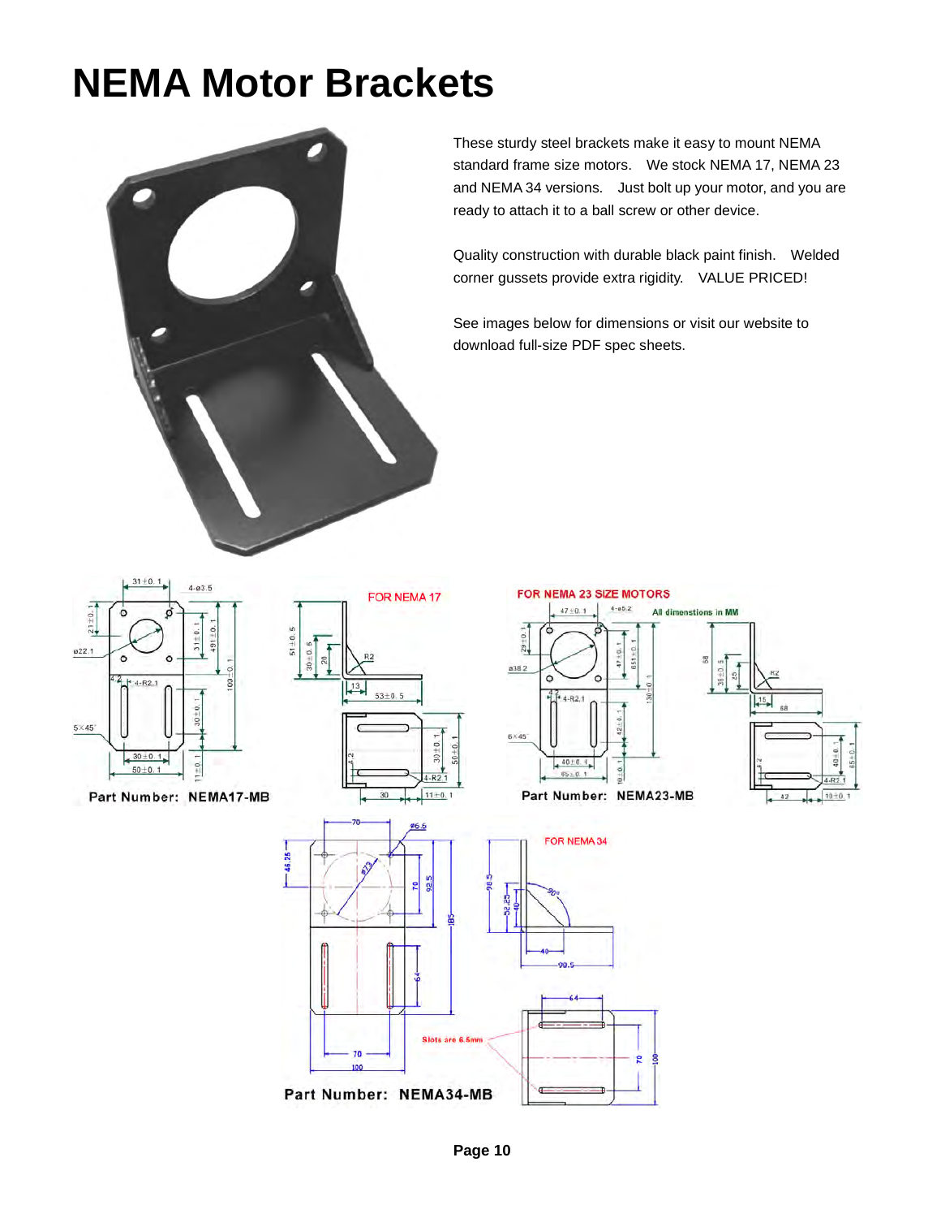# NEMA Motor Brackets

These sturdy steel brackets make it easy to mount NEMA standard frame size motors. We stock NEMA 17, NEMA 23 and NEMA 34 versions. Just bolt up your motor, and you are ready to attach it to a ball screw or other device.

Quality construction with durable black paint finish. Welded corner gussets provide extra rigidity. VALUE PRICED!

See images below for dimensions or visit our website to download full-size PDF spec sheets.

FOR NEMA 17

Part Number: **NEMA17-MB**

FOR NEMA 23 SIZE MOTORS

All dimensions in MM

Part Number: **NEMA23-MB**

FOR NEMA 34

Slots are 6.5mm

Part Number: **NEMA34-MB**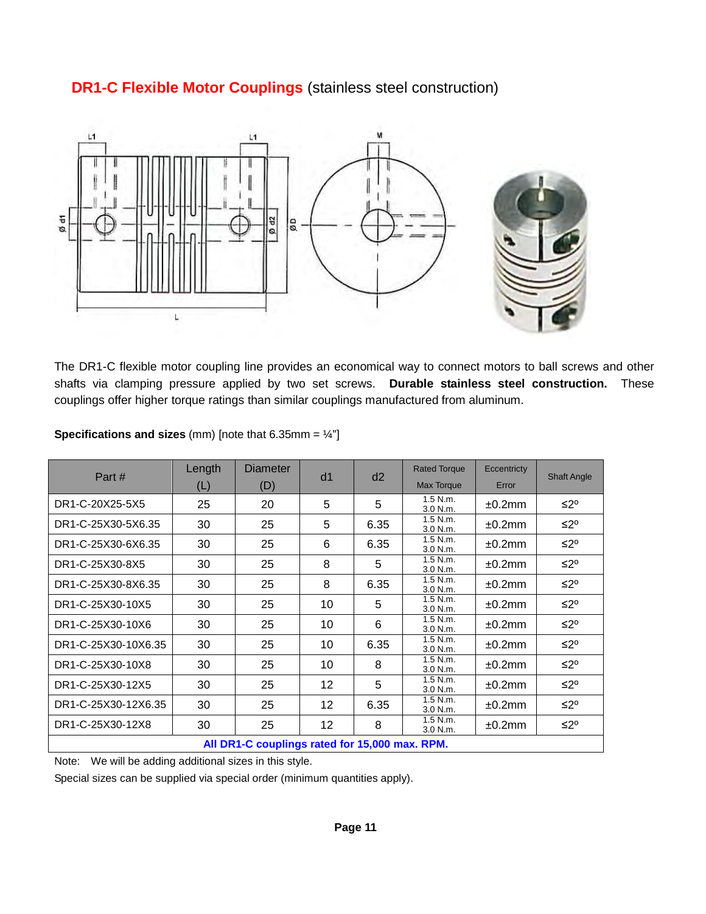## **DR1-C Flexible Motor Couplings** (stainless steel construction)

The DR1-C flexible motor coupling line provides an economical way to connect motors to ball screws and other shafts via clamping pressure applied by two set screws. **Durable stainless steel construction.** These couplings offer higher torque ratings than similar couplings manufactured from aluminum.

**Specifications and sizes** (mm) [note that 6.35mm = ¼"]

| Part # | Length (L) | Diameter (D) | d1 | d2 | Rated Torque Max Torque | Eccentricty Error | Shaft Angle |
|---|---|---|---|---|---|---|---|
| DR1-C-20X25-5X5 | 25 | 20 | 5 | 5 | 1.5 N.m. 3.0 N.m. | ±0.2mm | ≤2º |
| DR1-C-25X30-5X6.35 | 30 | 25 | 5 | 6.35 | 1.5 N.m. 3.0 N.m. | ±0.2mm | ≤2º |
| DR1-C-25X30-6X6.35 | 30 | 25 | 6 | 6.35 | 1.5 N.m. 3.0 N.m. | ±0.2mm | ≤2º |
| DR1-C-25X30-8X5 | 30 | 25 | 8 | 5 | 1.5 N.m. 3.0 N.m. | ±0.2mm | ≤2º |
| DR1-C-25X30-8X6.35 | 30 | 25 | 8 | 6.35 | 1.5 N.m. 3.0 N.m. | ±0.2mm | ≤2º |
| DR1-C-25X30-10X5 | 30 | 25 | 10 | 5 | 1.5 N.m. 3.0 N.m. | ±0.2mm | ≤2º |
| DR1-C-25X30-10X6 | 30 | 25 | 10 | 6 | 1.5 N.m. 3.0 N.m. | ±0.2mm | ≤2º |
| DR1-C-25X30-10X6.35 | 30 | 25 | 10 | 6.35 | 1.5 N.m. 3.0 N.m. | ±0.2mm | ≤2º |
| DR1-C-25X30-10X8 | 30 | 25 | 10 | 8 | 1.5 N.m. 3.0 N.m. | ±0.2mm | ≤2º |
| DR1-C-25X30-12X5 | 30 | 25 | 12 | 5 | 1.5 N.m. 3.0 N.m. | ±0.2mm | ≤2º |
| DR1-C-25X30-12X6.35 | 30 | 25 | 12 | 6.35 | 1.5 N.m. 3.0 N.m. | ±0.2mm | ≤2º |
| DR1-C-25X30-12X8 | 30 | 25 | 12 | 8 | 1.5 N.m. 3.0 N.m. | ±0.2mm | ≤2º |
| **All DR1-C couplings rated for 15,000 max. RPM.** | | | | | | | |

Note: We will be adding additional sizes in this style.

Special sizes can be supplied via special order (minimum quantities apply).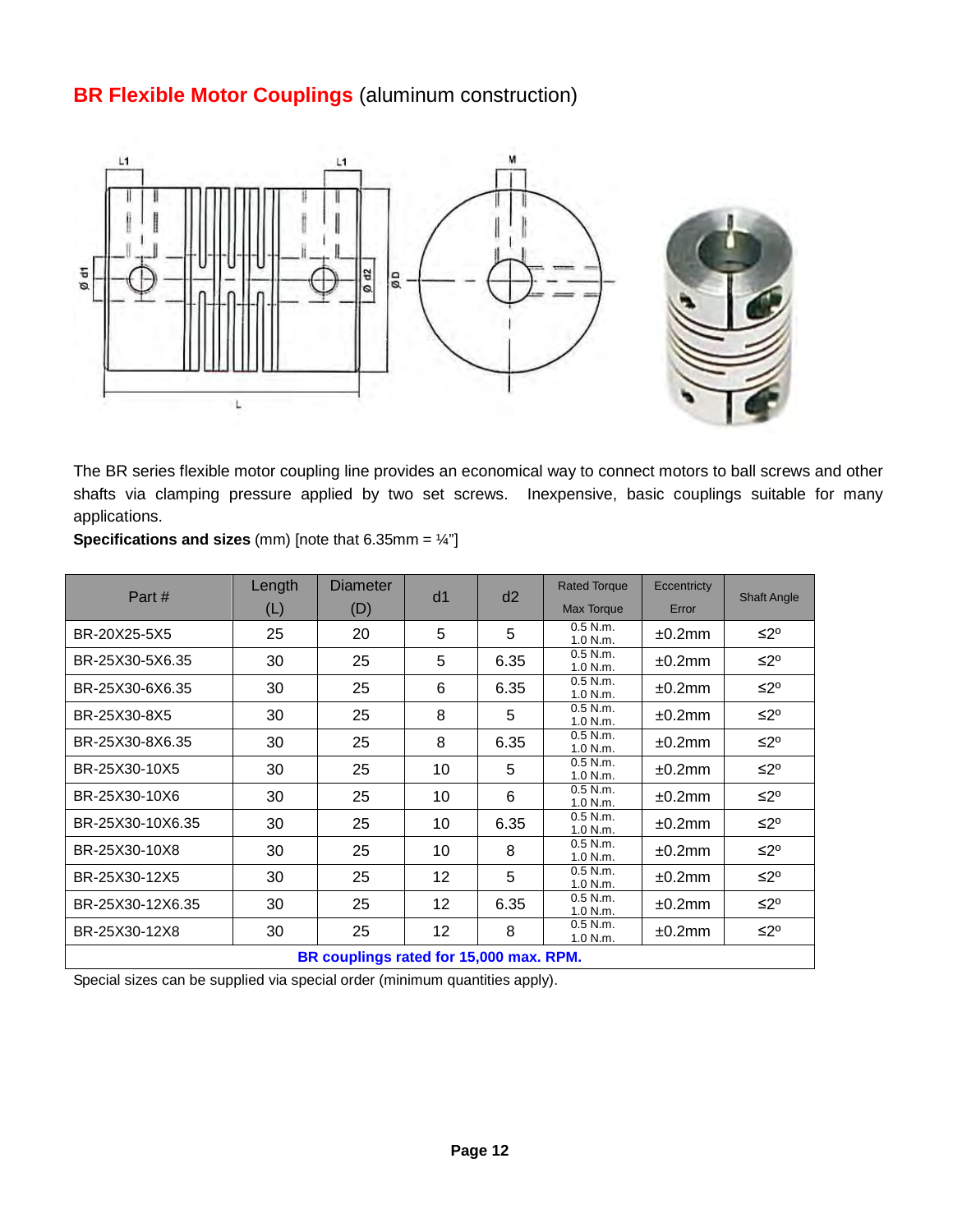## **BR Flexible Motor Couplings** (aluminum construction)

The BR series flexible motor coupling line provides an economical way to connect motors to ball screws and other shafts via clamping pressure applied by two set screws. Inexpensive, basic couplings suitable for many applications.

**Specifications and sizes** (mm) [note that 6.35mm = ¼"]

| Part # | Length (L) | Diameter (D) | d1 | d2 | Rated Torque Max Torque | Eccentricty Error | Shaft Angle |
|---|---|---|---|---|---|---|---|
| BR-20X25-5X5 | 25 | 20 | 5 | 5 | 0.5 N.m. 1.0 N.m. | ±0.2mm | ≤2º |
| BR-25X30-5X6.35 | 30 | 25 | 5 | 6.35 | 0.5 N.m. 1.0 N.m. | ±0.2mm | ≤2º |
| BR-25X30-6X6.35 | 30 | 25 | 6 | 6.35 | 0.5 N.m. 1.0 N.m. | ±0.2mm | ≤2º |
| BR-25X30-8X5 | 30 | 25 | 8 | 5 | 0.5 N.m. 1.0 N.m. | ±0.2mm | ≤2º |
| BR-25X30-8X6.35 | 30 | 25 | 8 | 6.35 | 0.5 N.m. 1.0 N.m. | ±0.2mm | ≤2º |
| BR-25X30-10X5 | 30 | 25 | 10 | 5 | 0.5 N.m. 1.0 N.m. | ±0.2mm | ≤2º |
| BR-25X30-10X6 | 30 | 25 | 10 | 6 | 0.5 N.m. 1.0 N.m. | ±0.2mm | ≤2º |
| BR-25X30-10X6.35 | 30 | 25 | 10 | 6.35 | 0.5 N.m. 1.0 N.m. | ±0.2mm | ≤2º |
| BR-25X30-10X8 | 30 | 25 | 10 | 8 | 0.5 N.m. 1.0 N.m. | ±0.2mm | ≤2º |
| BR-25X30-12X5 | 30 | 25 | 12 | 5 | 0.5 N.m. 1.0 N.m. | ±0.2mm | ≤2º |
| BR-25X30-12X6.35 | 30 | 25 | 12 | 6.35 | 0.5 N.m. 1.0 N.m. | ±0.2mm | ≤2º |
| BR-25X30-12X8 | 30 | 25 | 12 | 8 | 0.5 N.m. 1.0 N.m. | ±0.2mm | ≤2º |
| **BR couplings rated for 15,000 max. RPM.** | | | | | | | |

Special sizes can be supplied via special order (minimum quantities apply).